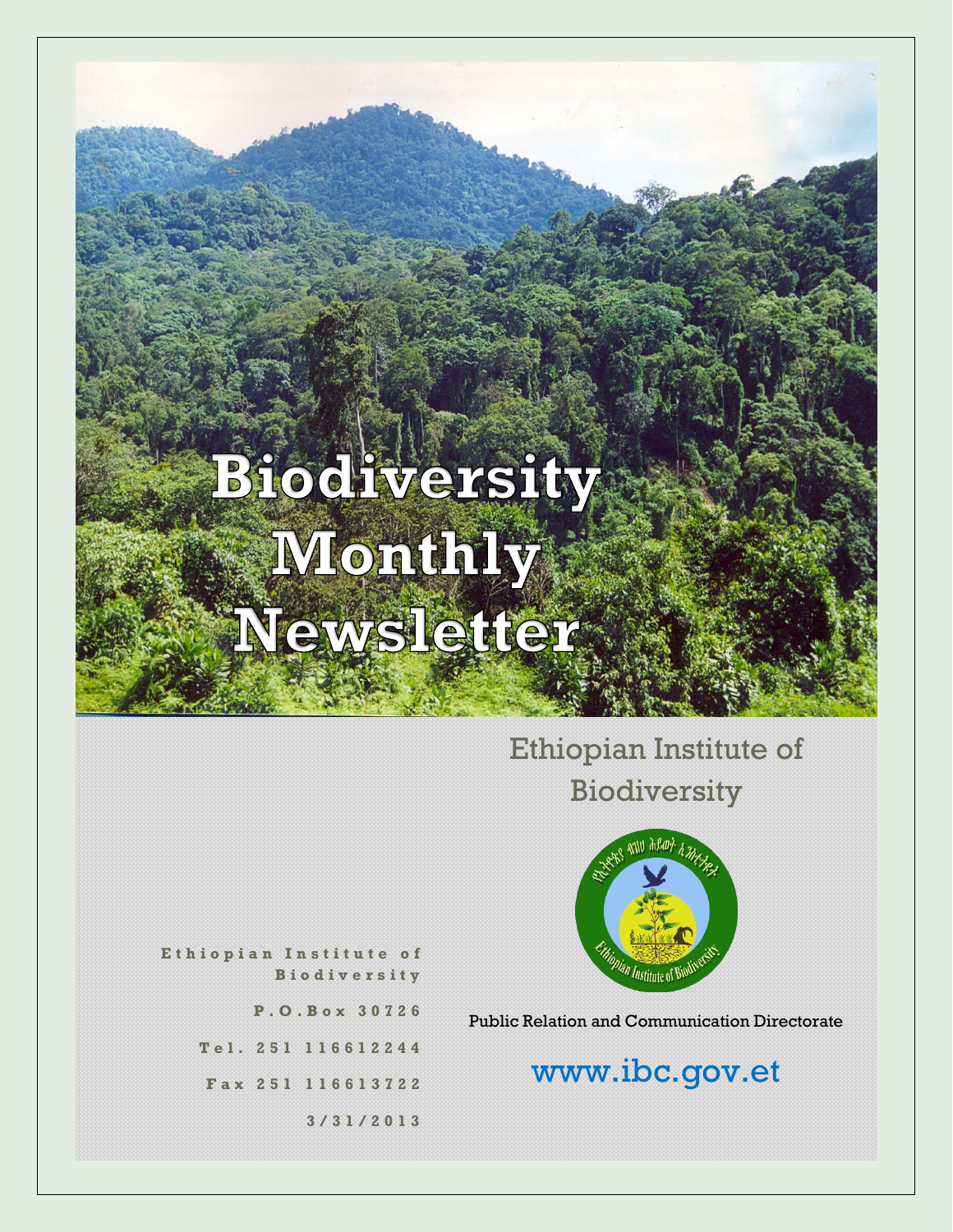# Biodiversity Monthly Newsletter

Ethiopian Institute of Biodiversity

Ethiopian Institute of Biodiversity

P.O.Box 30726

Tel. 251 116612244

Fax 251 116613722

3/31/2013

Public Relation and Communication Directorate

www.ibc.gov.et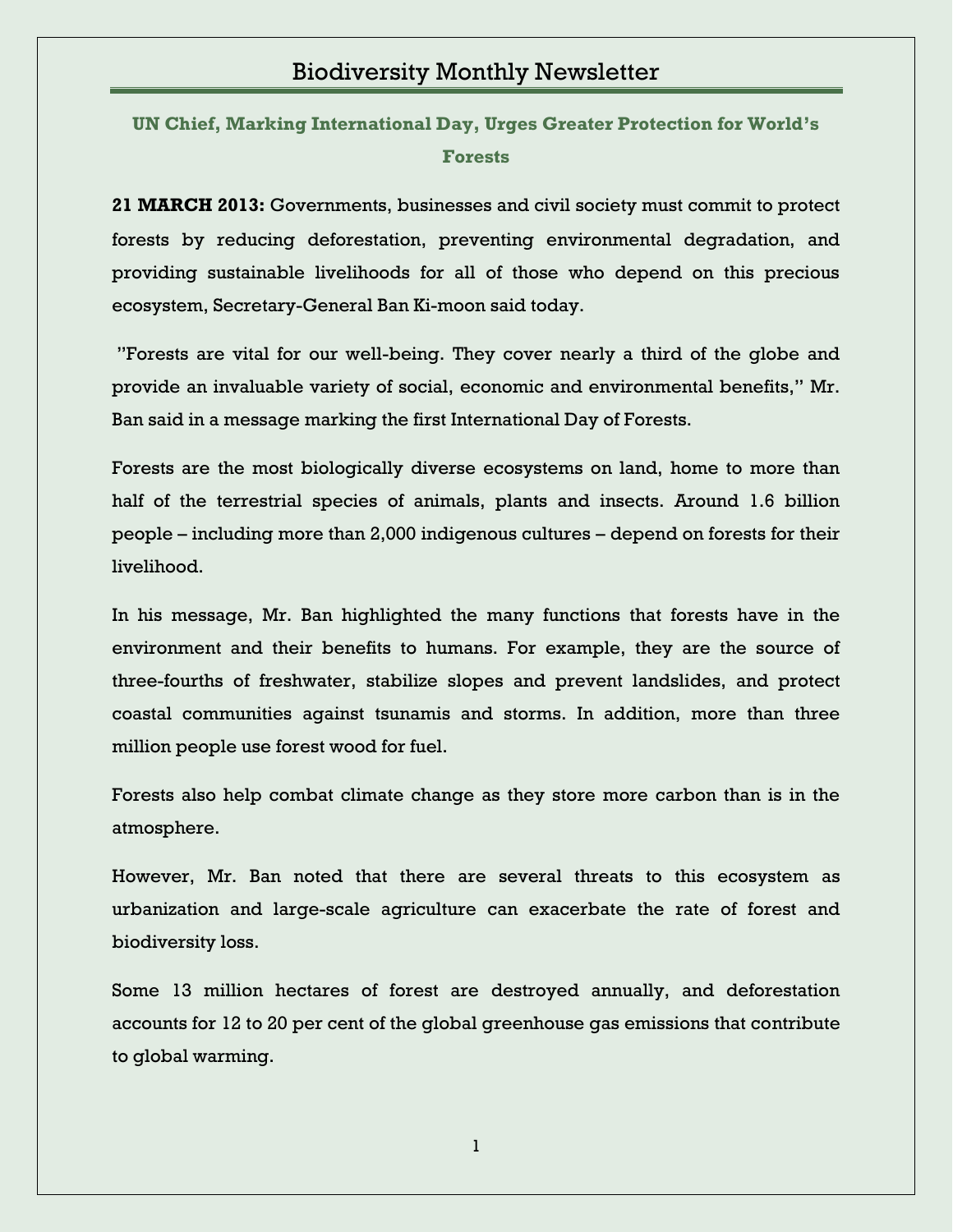# Biodiversity Monthly Newsletter

## UN Chief, Marking International Day, Urges Greater Protection for World's Forests

**21 MARCH 2013:** Governments, businesses and civil society must commit to protect forests by reducing deforestation, preventing environmental degradation, and providing sustainable livelihoods for all of those who depend on this precious ecosystem, Secretary-General Ban Ki-moon said today.

"Forests are vital for our well-being. They cover nearly a third of the globe and provide an invaluable variety of social, economic and environmental benefits," Mr. Ban said in a message marking the first International Day of Forests.

Forests are the most biologically diverse ecosystems on land, home to more than half of the terrestrial species of animals, plants and insects. Around 1.6 billion people – including more than 2,000 indigenous cultures – depend on forests for their livelihood.

In his message, Mr. Ban highlighted the many functions that forests have in the environment and their benefits to humans. For example, they are the source of three-fourths of freshwater, stabilize slopes and prevent landslides, and protect coastal communities against tsunamis and storms. In addition, more than three million people use forest wood for fuel.

Forests also help combat climate change as they store more carbon than is in the atmosphere.

However, Mr. Ban noted that there are several threats to this ecosystem as urbanization and large-scale agriculture can exacerbate the rate of forest and biodiversity loss.

Some 13 million hectares of forest are destroyed annually, and deforestation accounts for 12 to 20 per cent of the global greenhouse gas emissions that contribute to global warming.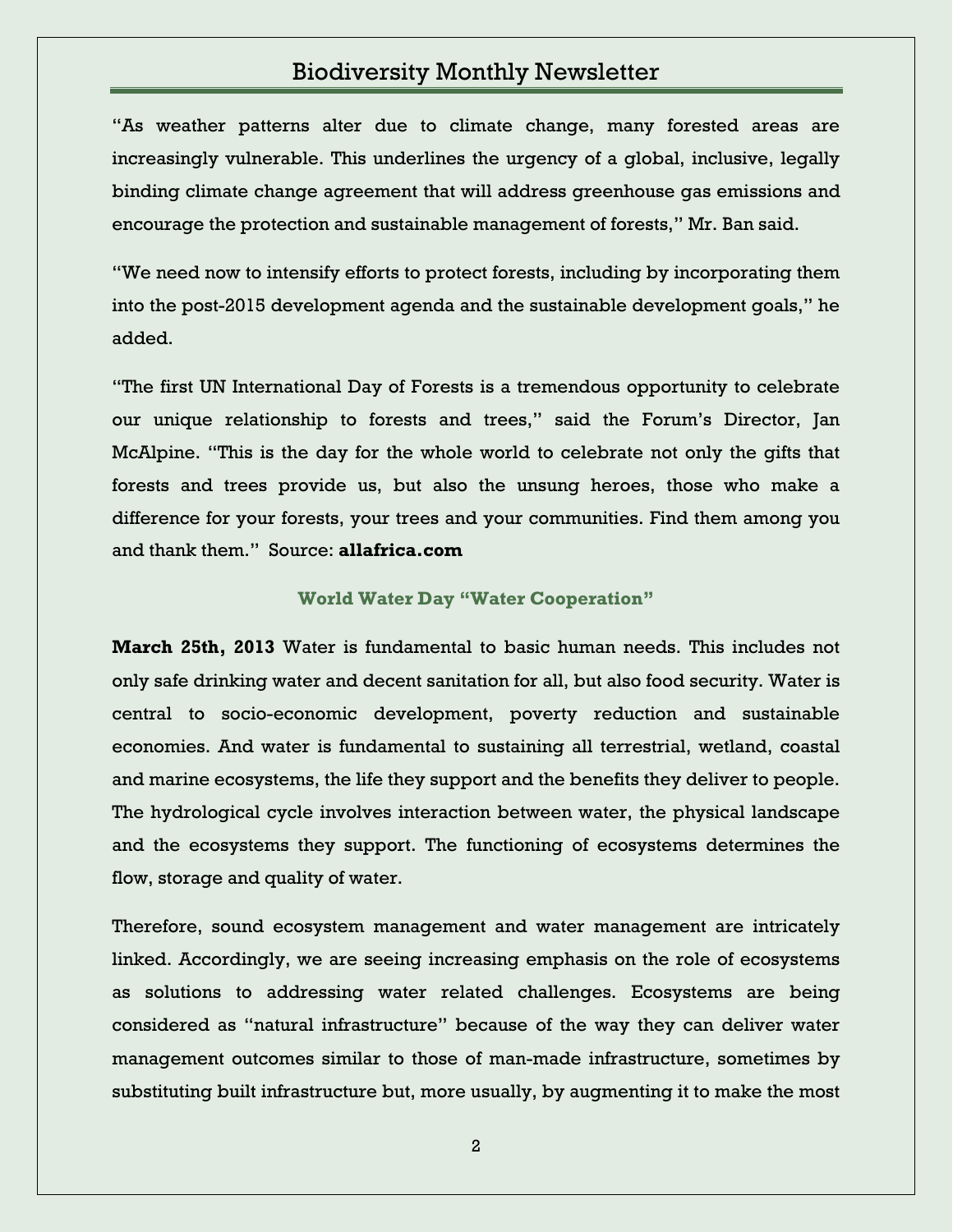"As weather patterns alter due to climate change, many forested areas are increasingly vulnerable. This underlines the urgency of a global, inclusive, legally binding climate change agreement that will address greenhouse gas emissions and encourage the protection and sustainable management of forests," Mr. Ban said.

"We need now to intensify efforts to protect forests, including by incorporating them into the post-2015 development agenda and the sustainable development goals," he added.

"The first UN International Day of Forests is a tremendous opportunity to celebrate our unique relationship to forests and trees," said the Forum's Director, Jan McAlpine. "This is the day for the whole world to celebrate not only the gifts that forests and trees provide us, but also the unsung heroes, those who make a difference for your forests, your trees and your communities. Find them among you and thank them." Source: **allafrica.com**

### World Water Day "Water Cooperation"

**March 25th, 2013** Water is fundamental to basic human needs. This includes not only safe drinking water and decent sanitation for all, but also food security. Water is central to socio-economic development, poverty reduction and sustainable economies. And water is fundamental to sustaining all terrestrial, wetland, coastal and marine ecosystems, the life they support and the benefits they deliver to people. The hydrological cycle involves interaction between water, the physical landscape and the ecosystems they support. The functioning of ecosystems determines the flow, storage and quality of water.

Therefore, sound ecosystem management and water management are intricately linked. Accordingly, we are seeing increasing emphasis on the role of ecosystems as solutions to addressing water related challenges. Ecosystems are being considered as "natural infrastructure" because of the way they can deliver water management outcomes similar to those of man-made infrastructure, sometimes by substituting built infrastructure but, more usually, by augmenting it to make the most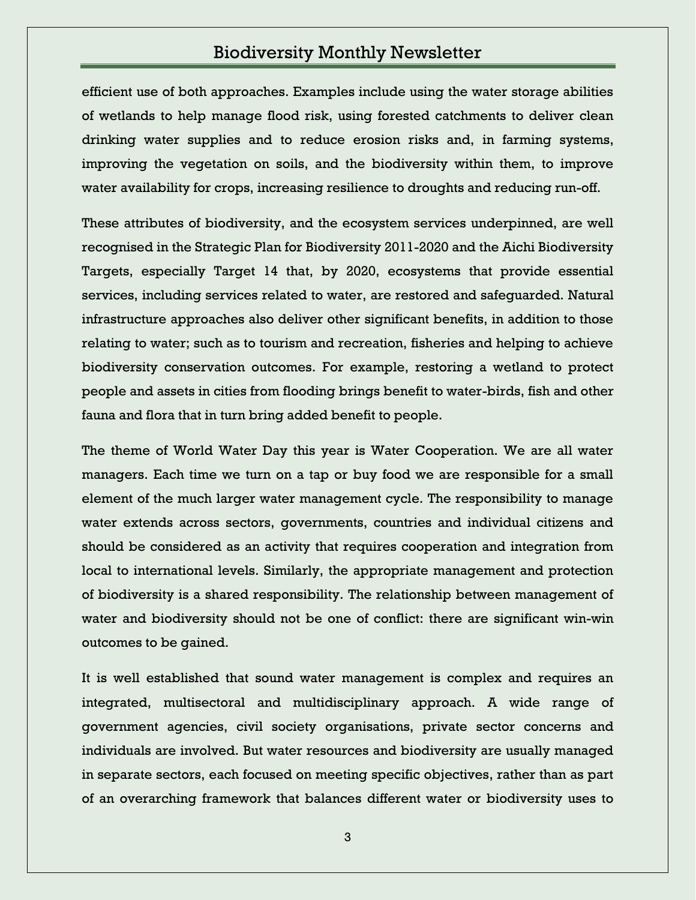efficient use of both approaches. Examples include using the water storage abilities of wetlands to help manage flood risk, using forested catchments to deliver clean drinking water supplies and to reduce erosion risks and, in farming systems, improving the vegetation on soils, and the biodiversity within them, to improve water availability for crops, increasing resilience to droughts and reducing run-off.

These attributes of biodiversity, and the ecosystem services underpinned, are well recognised in the Strategic Plan for Biodiversity 2011-2020 and the Aichi Biodiversity Targets, especially Target 14 that, by 2020, ecosystems that provide essential services, including services related to water, are restored and safeguarded. Natural infrastructure approaches also deliver other significant benefits, in addition to those relating to water; such as to tourism and recreation, fisheries and helping to achieve biodiversity conservation outcomes. For example, restoring a wetland to protect people and assets in cities from flooding brings benefit to water-birds, fish and other fauna and flora that in turn bring added benefit to people.

The theme of World Water Day this year is Water Cooperation. We are all water managers. Each time we turn on a tap or buy food we are responsible for a small element of the much larger water management cycle. The responsibility to manage water extends across sectors, governments, countries and individual citizens and should be considered as an activity that requires cooperation and integration from local to international levels. Similarly, the appropriate management and protection of biodiversity is a shared responsibility. The relationship between management of water and biodiversity should not be one of conflict: there are significant win-win outcomes to be gained.

It is well established that sound water management is complex and requires an integrated, multisectoral and multidisciplinary approach. A wide range of government agencies, civil society organisations, private sector concerns and individuals are involved. But water resources and biodiversity are usually managed in separate sectors, each focused on meeting specific objectives, rather than as part of an overarching framework that balances different water or biodiversity uses to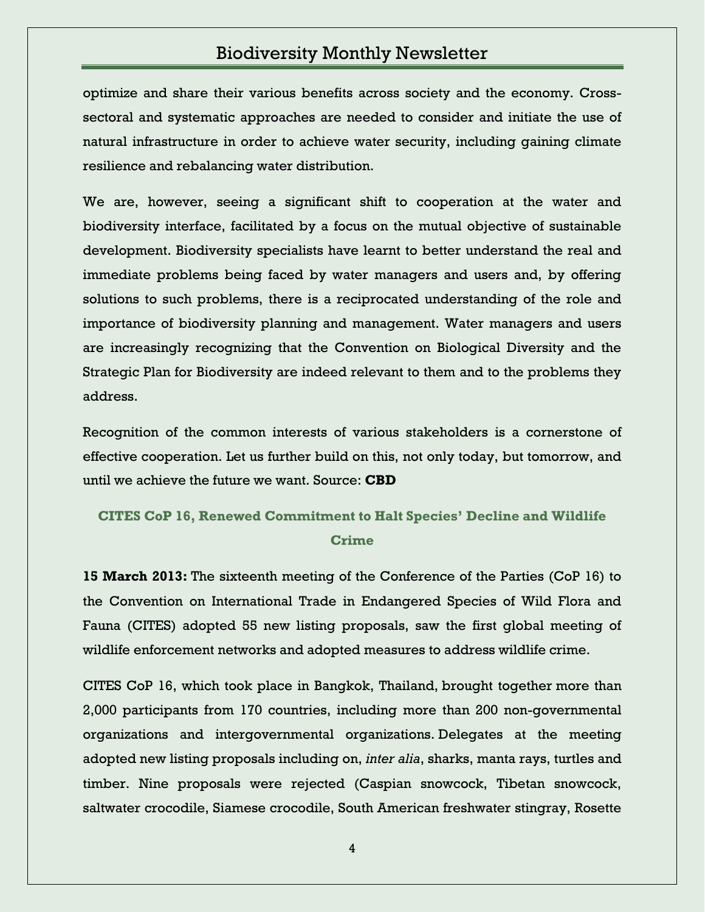optimize and share their various benefits across society and the economy. Cross-sectoral and systematic approaches are needed to consider and initiate the use of natural infrastructure in order to achieve water security, including gaining climate resilience and rebalancing water distribution.

We are, however, seeing a significant shift to cooperation at the water and biodiversity interface, facilitated by a focus on the mutual objective of sustainable development. Biodiversity specialists have learnt to better understand the real and immediate problems being faced by water managers and users and, by offering solutions to such problems, there is a reciprocated understanding of the role and importance of biodiversity planning and management. Water managers and users are increasingly recognizing that the Convention on Biological Diversity and the Strategic Plan for Biodiversity are indeed relevant to them and to the problems they address.

Recognition of the common interests of various stakeholders is a cornerstone of effective cooperation. Let us further build on this, not only today, but tomorrow, and until we achieve the future we want. Source: **CBD**

## CITES CoP 16, Renewed Commitment to Halt Species' Decline and Wildlife Crime

**15 March 2013:** The sixteenth meeting of the Conference of the Parties (CoP 16) to the Convention on International Trade in Endangered Species of Wild Flora and Fauna (CITES) adopted 55 new listing proposals, saw the first global meeting of wildlife enforcement networks and adopted measures to address wildlife crime.

CITES CoP 16, which took place in Bangkok, Thailand, brought together more than 2,000 participants from 170 countries, including more than 200 non-governmental organizations and intergovernmental organizations. Delegates at the meeting adopted new listing proposals including on, *inter alia*, sharks, manta rays, turtles and timber. Nine proposals were rejected (Caspian snowcock, Tibetan snowcock, saltwater crocodile, Siamese crocodile, South American freshwater stingray, Rosette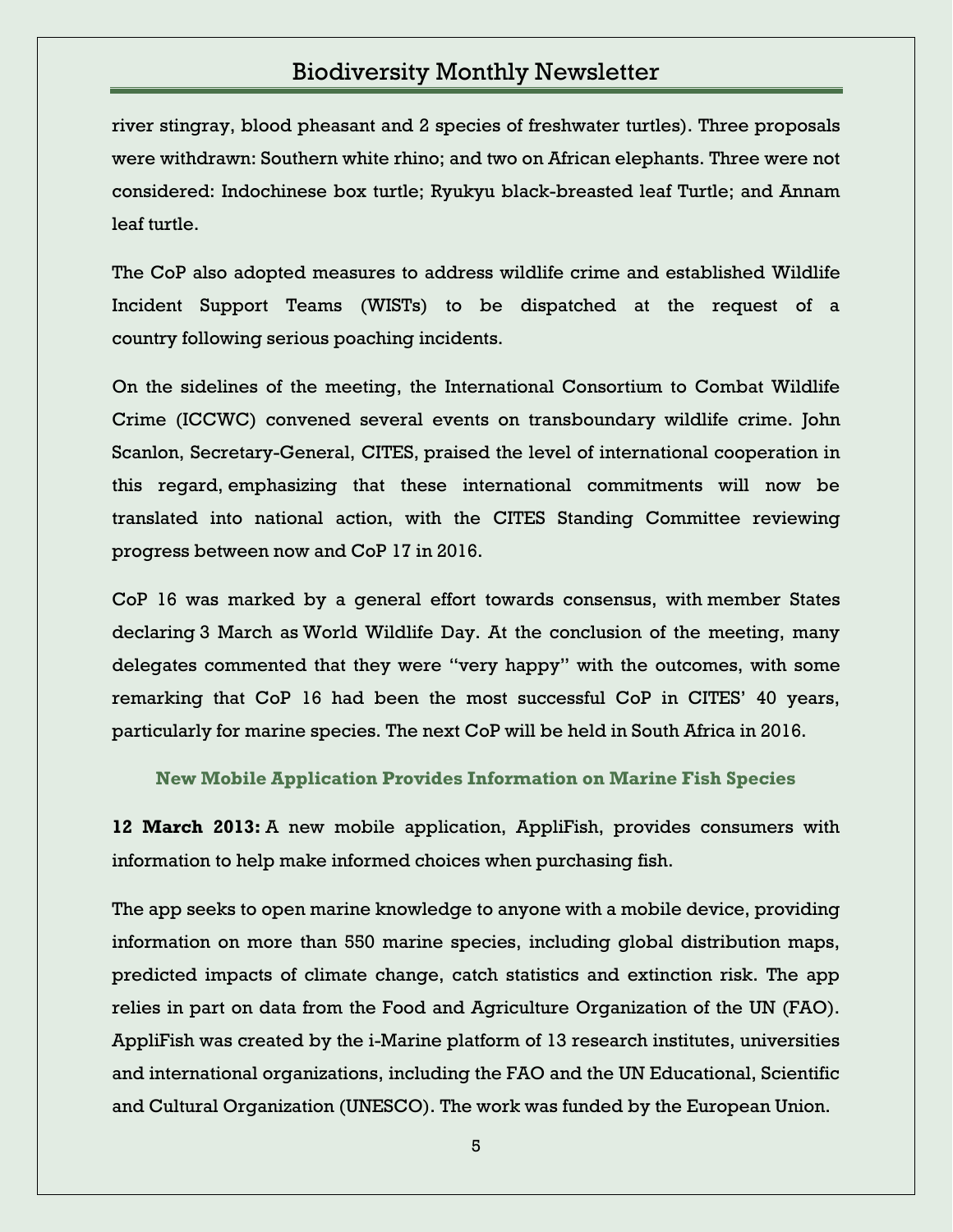river stingray, blood pheasant and 2 species of freshwater turtles). Three proposals were withdrawn: Southern white rhino; and two on African elephants. Three were not considered: Indochinese box turtle; Ryukyu black-breasted leaf Turtle; and Annam leaf turtle.

The CoP also adopted measures to address wildlife crime and established Wildlife Incident Support Teams (WISTs) to be dispatched at the request of a country following serious poaching incidents.

On the sidelines of the meeting, the International Consortium to Combat Wildlife Crime (ICCWC) convened several events on transboundary wildlife crime. John Scanlon, Secretary-General, CITES, praised the level of international cooperation in this regard, emphasizing that these international commitments will now be translated into national action, with the CITES Standing Committee reviewing progress between now and CoP 17 in 2016.

CoP 16 was marked by a general effort towards consensus, with member States declaring 3 March as World Wildlife Day. At the conclusion of the meeting, many delegates commented that they were "very happy" with the outcomes, with some remarking that CoP 16 had been the most successful CoP in CITES' 40 years, particularly for marine species. The next CoP will be held in South Africa in 2016.

### New Mobile Application Provides Information on Marine Fish Species

**12 March 2013:** A new mobile application, AppliFish, provides consumers with information to help make informed choices when purchasing fish.

The app seeks to open marine knowledge to anyone with a mobile device, providing information on more than 550 marine species, including global distribution maps, predicted impacts of climate change, catch statistics and extinction risk. The app relies in part on data from the Food and Agriculture Organization of the UN (FAO). AppliFish was created by the i-Marine platform of 13 research institutes, universities and international organizations, including the FAO and the UN Educational, Scientific and Cultural Organization (UNESCO). The work was funded by the European Union.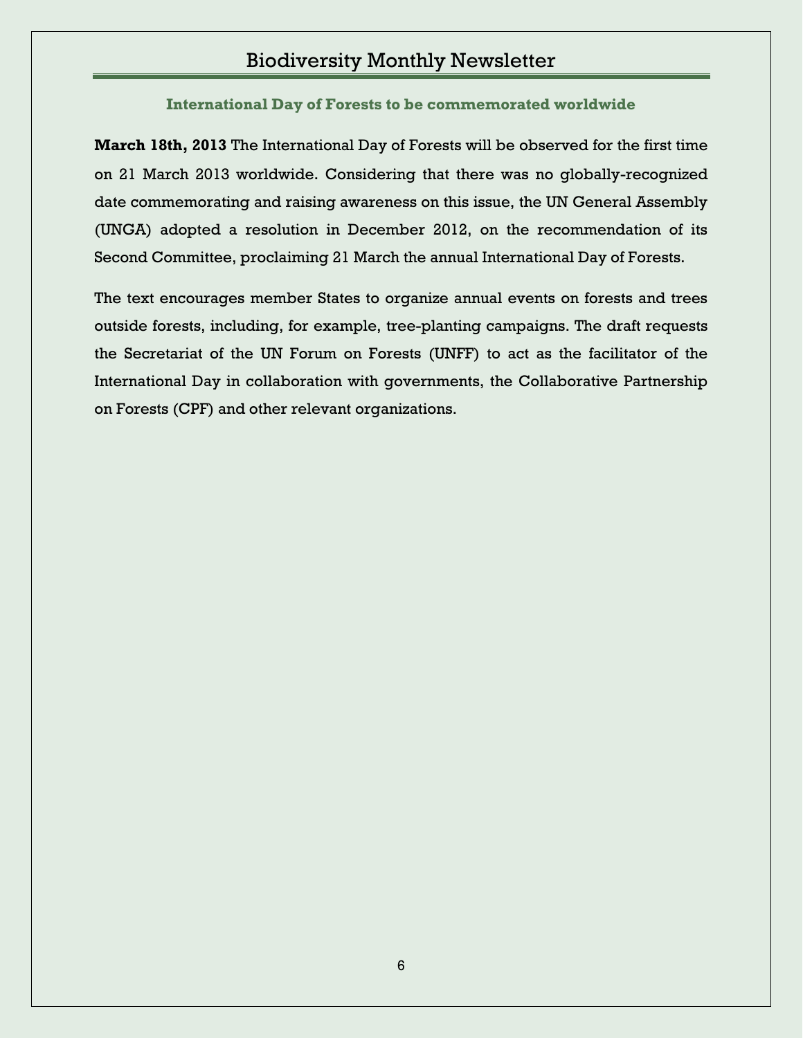## International Day of Forests to be commemorated worldwide

**March 18th, 2013** The International Day of Forests will be observed for the first time on 21 March 2013 worldwide. Considering that there was no globally-recognized date commemorating and raising awareness on this issue, the UN General Assembly (UNGA) adopted a resolution in December 2012, on the recommendation of its Second Committee, proclaiming 21 March the annual International Day of Forests.

The text encourages member States to organize annual events on forests and trees outside forests, including, for example, tree-planting campaigns. The draft requests the Secretariat of the UN Forum on Forests (UNFF) to act as the facilitator of the International Day in collaboration with governments, the Collaborative Partnership on Forests (CPF) and other relevant organizations.